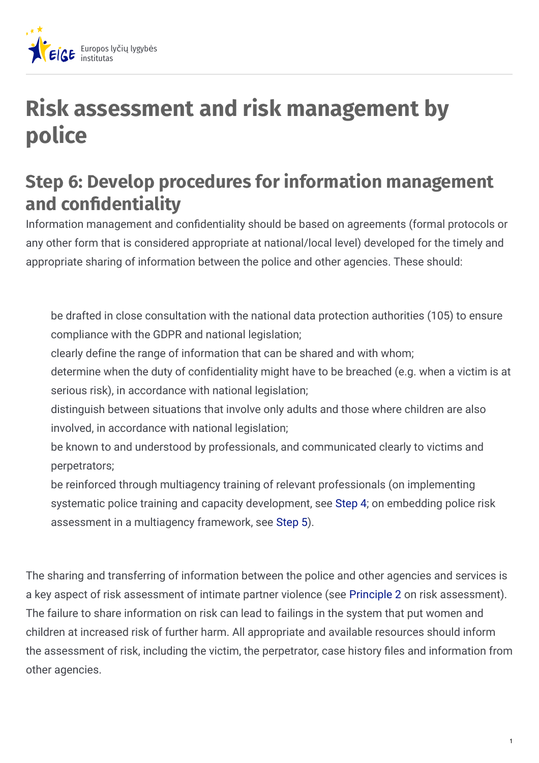# Risk assessment and risk management by police

## Step 6: Develop procedures for information management and confidentiality

Information management and confidentiality should be based on agreements (formal protocols or any other form that is considered appropriate at national/local level) developed for the timely and appropriate sharing of information between the police and other agencies. These should:

- be drafted in close consultation with the national data protection authorities (105) to ensure compliance with the GDPR and national legislation;
- clearly define the range of information that can be shared and with whom;
- determine when the duty of confidentiality might have to be breached (e.g. when a victim is at serious risk), in accordance with national legislation;
- distinguish between situations that involve only adults and those where children are also involved, in accordance with national legislation;
- be known to and understood by professionals, and communicated clearly to victims and perpetrators;
- be reinforced through multiagency training of relevant professionals (on implementing systematic police training and capacity development, see Step 4; on embedding police risk assessment in a multiagency framework, see Step 5).

The sharing and transferring of information between the police and other agencies and services is a key aspect of risk assessment of intimate partner violence (see Principle 2 on risk assessment). The failure to share information on risk can lead to failings in the system that put women and children at increased risk of further harm. All appropriate and available resources should inform the assessment of risk, including the victim, the perpetrator, case history files and information from other agencies.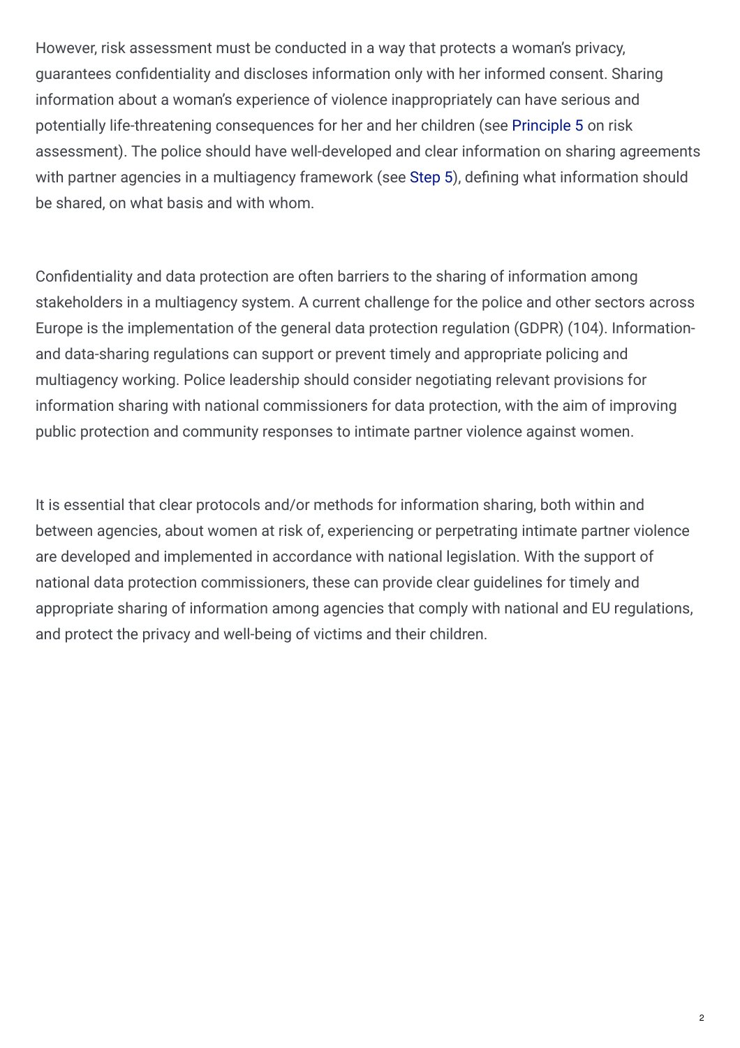However, risk assessment must be conducted in a way that protects a woman's privacy, guarantees confidentiality and discloses information only with her informed consent. Sharing information about a woman's experience of violence inappropriately can have serious and potentially life-threatening consequences for her and her children (see Principle 5 on risk assessment). The police should have well-developed and clear information on sharing agreements with partner agencies in a multiagency framework (see Step 5), defining what information should be shared, on what basis and with whom.

Confidentiality and data protection are often barriers to the sharing of information among stakeholders in a multiagency system. A current challenge for the police and other sectors across Europe is the implementation of the general data protection regulation (GDPR) (104). Information- and data-sharing regulations can support or prevent timely and appropriate policing and multiagency working. Police leadership should consider negotiating relevant provisions for information sharing with national commissioners for data protection, with the aim of improving public protection and community responses to intimate partner violence against women.

It is essential that clear protocols and/or methods for information sharing, both within and between agencies, about women at risk of, experiencing or perpetrating intimate partner violence are developed and implemented in accordance with national legislation. With the support of national data protection commissioners, these can provide clear guidelines for timely and appropriate sharing of information among agencies that comply with national and EU regulations, and protect the privacy and well-being of victims and their children.